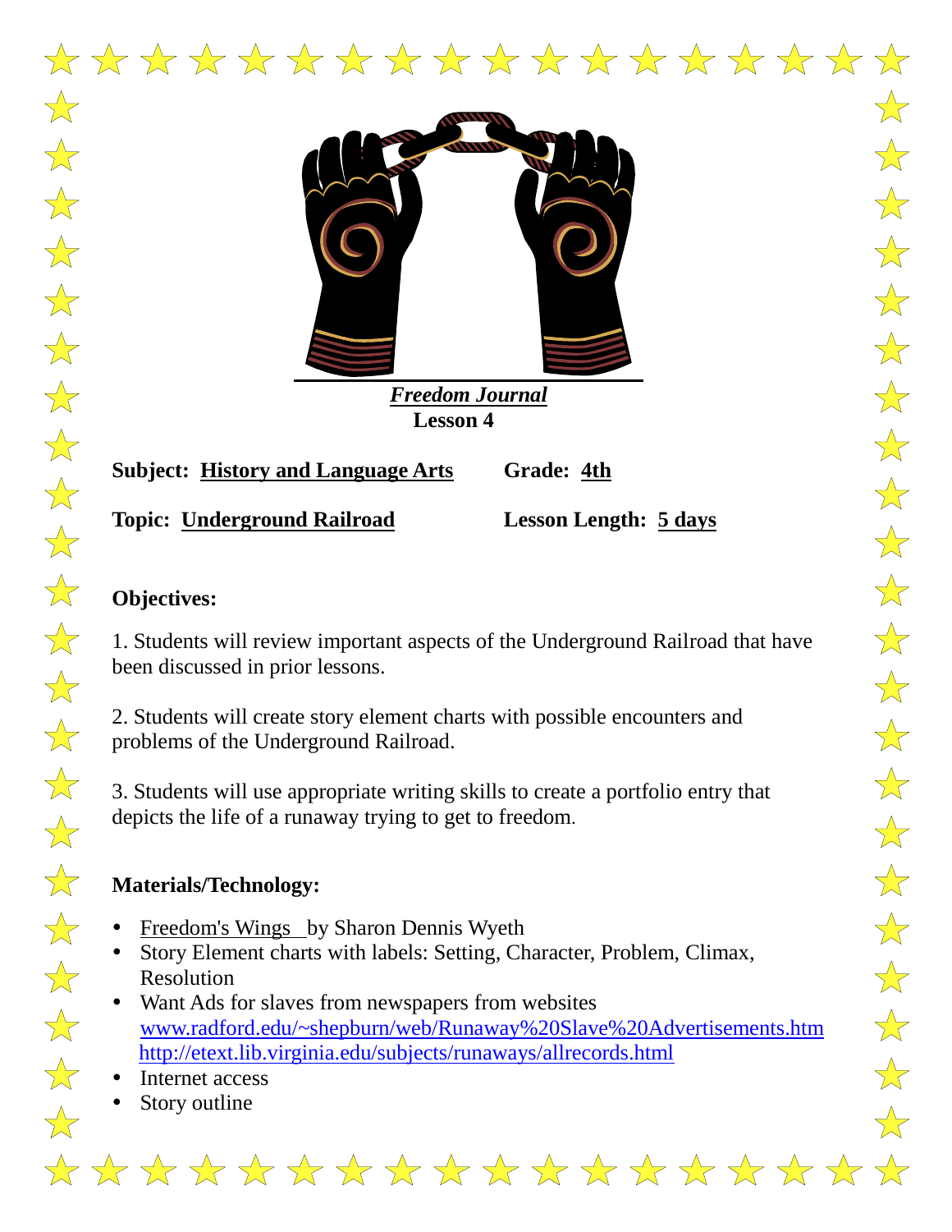*Freedom Journal*

**Lesson 4**

**Subject: History and Language Arts** **Grade: 4th**

**Topic: Underground Railroad** **Lesson Length: 5 days**

**Objectives:**

1. Students will review important aspects of the Underground Railroad that have been discussed in prior lessons.

2. Students will create story element charts with possible encounters and problems of the Underground Railroad.

3. Students will use appropriate writing skills to create a portfolio entry that depicts the life of a runaway trying to get to freedom.

**Materials/Technology:**

- Freedom's Wings by Sharon Dennis Wyeth
- Story Element charts with labels: Setting, Character, Problem, Climax, Resolution
- Want Ads for slaves from newspapers from websites www.radford.edu/~shepburn/web/Runaway%20Slave%20Advertisements.htm http://etext.lib.virginia.edu/subjects/runaways/allrecords.html
- Internet access
- Story outline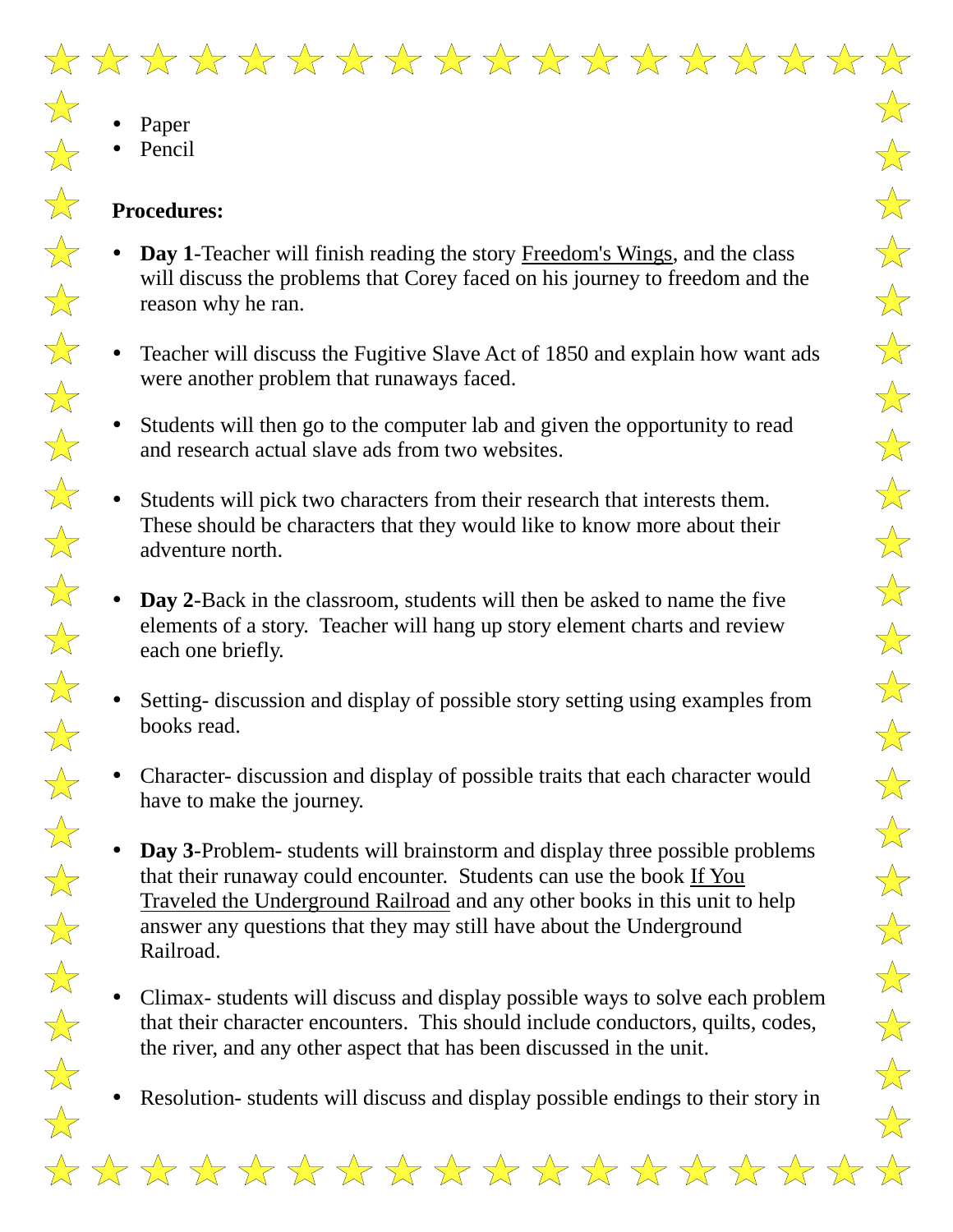- Paper
- Pencil

**Procedures:**

- **Day 1**-Teacher will finish reading the story Freedom's Wings, and the class will discuss the problems that Corey faced on his journey to freedom and the reason why he ran.

- Teacher will discuss the Fugitive Slave Act of 1850 and explain how want ads were another problem that runaways faced.

- Students will then go to the computer lab and given the opportunity to read and research actual slave ads from two websites.

- Students will pick two characters from their research that interests them. These should be characters that they would like to know more about their adventure north.

- **Day 2**-Back in the classroom, students will then be asked to name the five elements of a story. Teacher will hang up story element charts and review each one briefly.

- Setting- discussion and display of possible story setting using examples from books read.

- Character- discussion and display of possible traits that each character would have to make the journey.

- **Day 3**-Problem- students will brainstorm and display three possible problems that their runaway could encounter. Students can use the book If You Traveled the Underground Railroad and any other books in this unit to help answer any questions that they may still have about the Underground Railroad.

- Climax- students will discuss and display possible ways to solve each problem that their character encounters. This should include conductors, quilts, codes, the river, and any other aspect that has been discussed in the unit.

- Resolution- students will discuss and display possible endings to their story in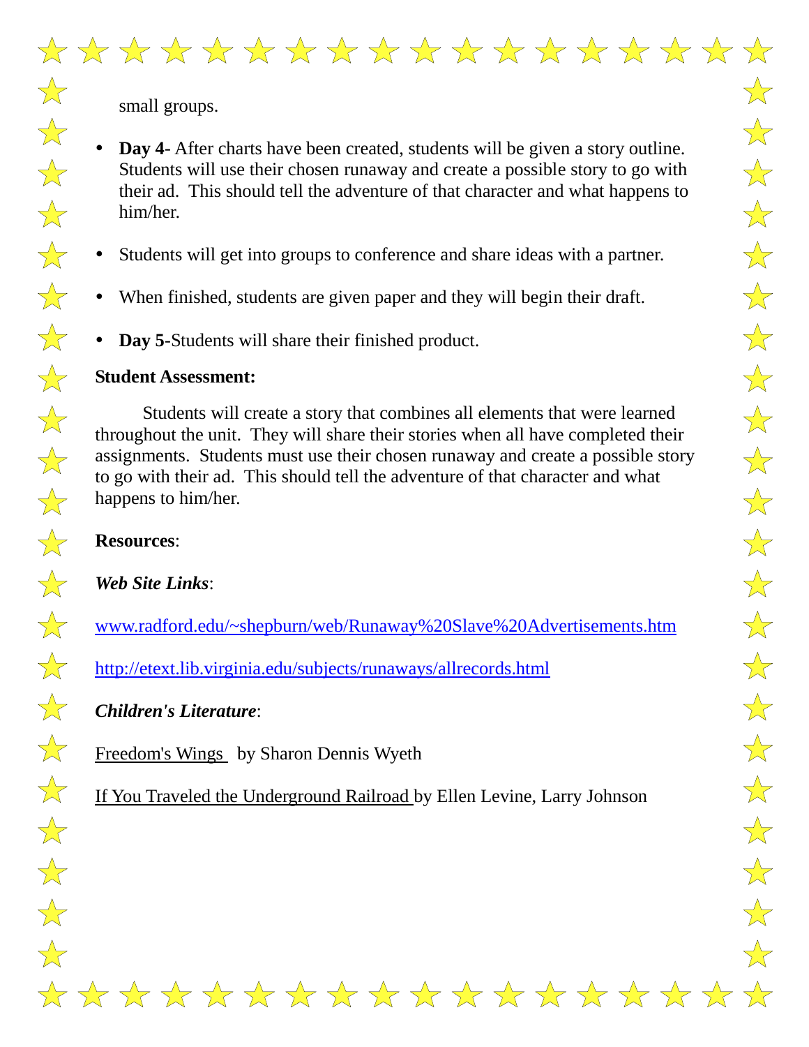small groups.

- **Day 4**- After charts have been created, students will be given a story outline. Students will use their chosen runaway and create a possible story to go with their ad. This should tell the adventure of that character and what happens to him/her.
- Students will get into groups to conference and share ideas with a partner.
- When finished, students are given paper and they will begin their draft.
- **Day 5**-Students will share their finished product.

**Student Assessment:**

Students will create a story that combines all elements that were learned throughout the unit. They will share their stories when all have completed their assignments. Students must use their chosen runaway and create a possible story to go with their ad. This should tell the adventure of that character and what happens to him/her.

**Resources**:

***Web Site Links***:

www.radford.edu/~shepburn/web/Runaway%20Slave%20Advertisements.htm

http://etext.lib.virginia.edu/subjects/runaways/allrecords.html

***Children's Literature***:

Freedom's Wings by Sharon Dennis Wyeth

If You Traveled the Underground Railroad by Ellen Levine, Larry Johnson